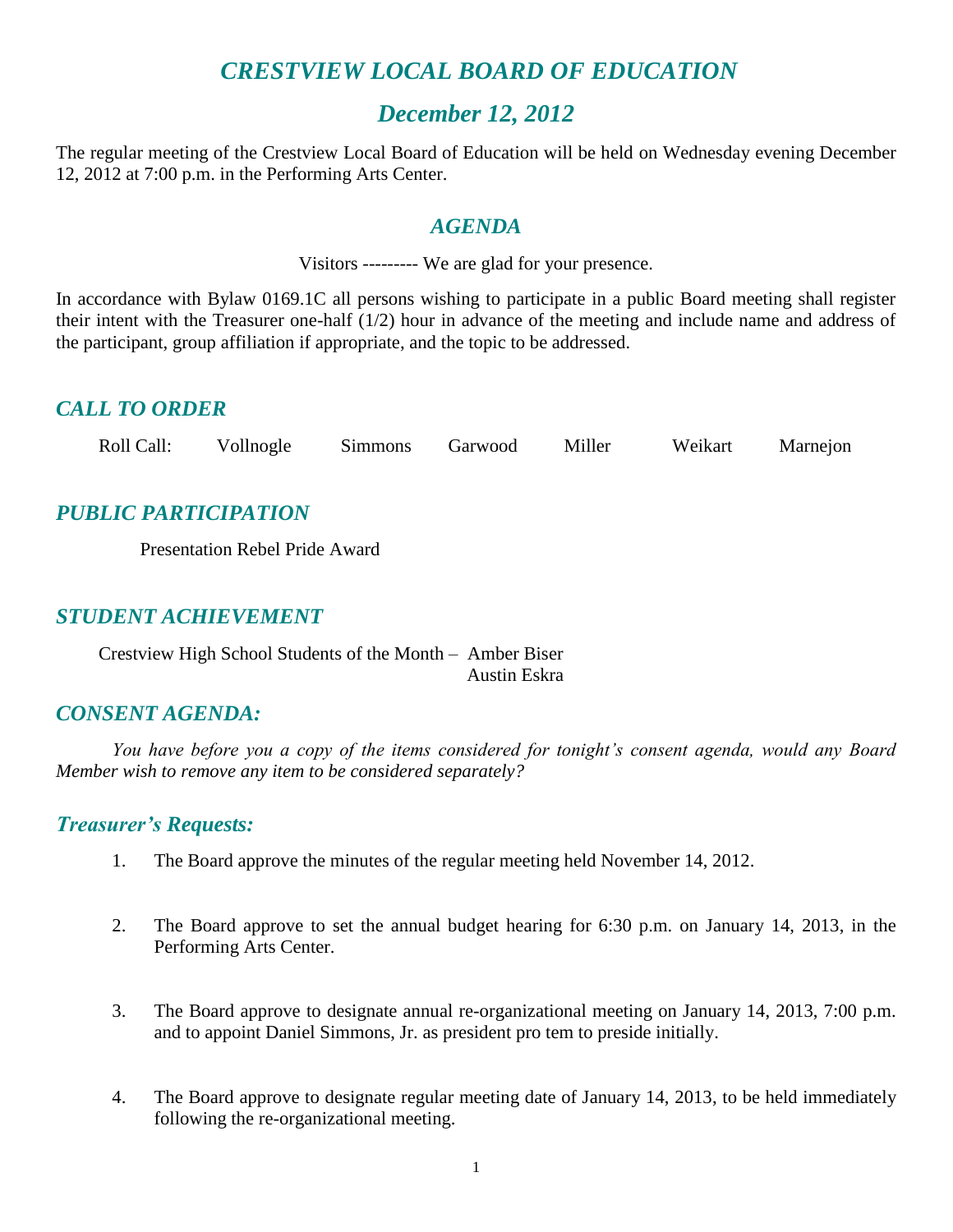# *CRESTVIEW LOCAL BOARD OF EDUCATION*

## *December 12, 2012*

The regular meeting of the Crestview Local Board of Education will be held on Wednesday evening December 12, 2012 at 7:00 p.m. in the Performing Arts Center.

## *AGENDA*

Visitors --------- We are glad for your presence.

In accordance with Bylaw 0169.1C all persons wishing to participate in a public Board meeting shall register their intent with the Treasurer one-half (1/2) hour in advance of the meeting and include name and address of the participant, group affiliation if appropriate, and the topic to be addressed.

### *CALL TO ORDER*

Roll Call: Vollnogle Simmons Garwood Miller Weikart Marnejon

### *PUBLIC PARTICIPATION*

Presentation Rebel Pride Award

### *STUDENT ACHIEVEMENT*

Crestview High School Students of the Month – Amber Biser
Austin Eskra

### *CONSENT AGENDA:*

*You have before you a copy of the items considered for tonight's consent agenda, would any Board Member wish to remove any item to be considered separately?*

### *Treasurer's Requests:*

1. The Board approve the minutes of the regular meeting held November 14, 2012.

2. The Board approve to set the annual budget hearing for 6:30 p.m. on January 14, 2013, in the Performing Arts Center.

3. The Board approve to designate annual re-organizational meeting on January 14, 2013, 7:00 p.m. and to appoint Daniel Simmons, Jr. as president pro tem to preside initially.

4. The Board approve to designate regular meeting date of January 14, 2013, to be held immediately following the re-organizational meeting.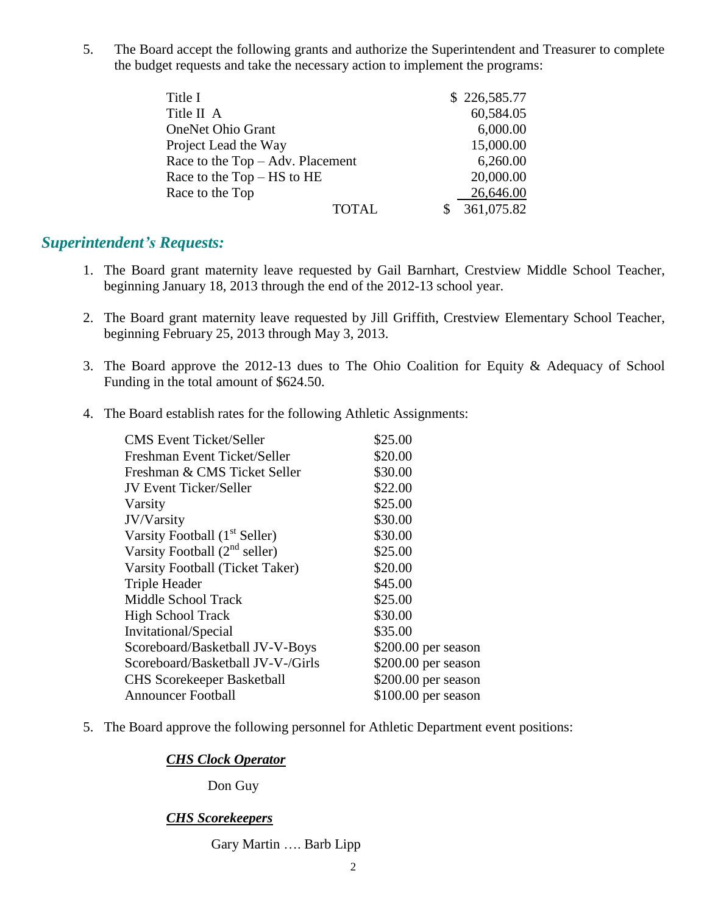5. The Board accept the following grants and authorize the Superintendent and Treasurer to complete the budget requests and take the necessary action to implement the programs:

| Grant | Amount |
|---|---|
| Title I | $ 226,585.77 |
| Title II A | 60,584.05 |
| OneNet Ohio Grant | 6,000.00 |
| Project Lead the Way | 15,000.00 |
| Race to the Top – Adv. Placement | 6,260.00 |
| Race to the Top – HS to HE | 20,000.00 |
| Race to the Top | 26,646.00 |
| TOTAL | $ 361,075.82 |

## *Superintendent's Requests:*

1. The Board grant maternity leave requested by Gail Barnhart, Crestview Middle School Teacher, beginning January 18, 2013 through the end of the 2012-13 school year.

2. The Board grant maternity leave requested by Jill Griffith, Crestview Elementary School Teacher, beginning February 25, 2013 through May 3, 2013.

3. The Board approve the 2012-13 dues to The Ohio Coalition for Equity & Adequacy of School Funding in the total amount of $624.50.

4. The Board establish rates for the following Athletic Assignments:

| Assignment | Rate |
|---|---|
| CMS Event Ticket/Seller | $25.00 |
| Freshman Event Ticket/Seller | $20.00 |
| Freshman & CMS Ticket Seller | $30.00 |
| JV Event Ticker/Seller | $22.00 |
| Varsity | $25.00 |
| JV/Varsity | $30.00 |
| Varsity Football (1st Seller) | $30.00 |
| Varsity Football (2nd seller) | $25.00 |
| Varsity Football (Ticket Taker) | $20.00 |
| Triple Header | $45.00 |
| Middle School Track | $25.00 |
| High School Track | $30.00 |
| Invitational/Special | $35.00 |
| Scoreboard/Basketball JV-V-Boys | $200.00 per season |
| Scoreboard/Basketball JV-V-/Girls | $200.00 per season |
| CHS Scorekeeper Basketball | $200.00 per season |
| Announcer Football | $100.00 per season |

5. The Board approve the following personnel for Athletic Department event positions:

***CHS Clock Operator***

Don Guy

***CHS Scorekeepers***

Gary Martin …. Barb Lipp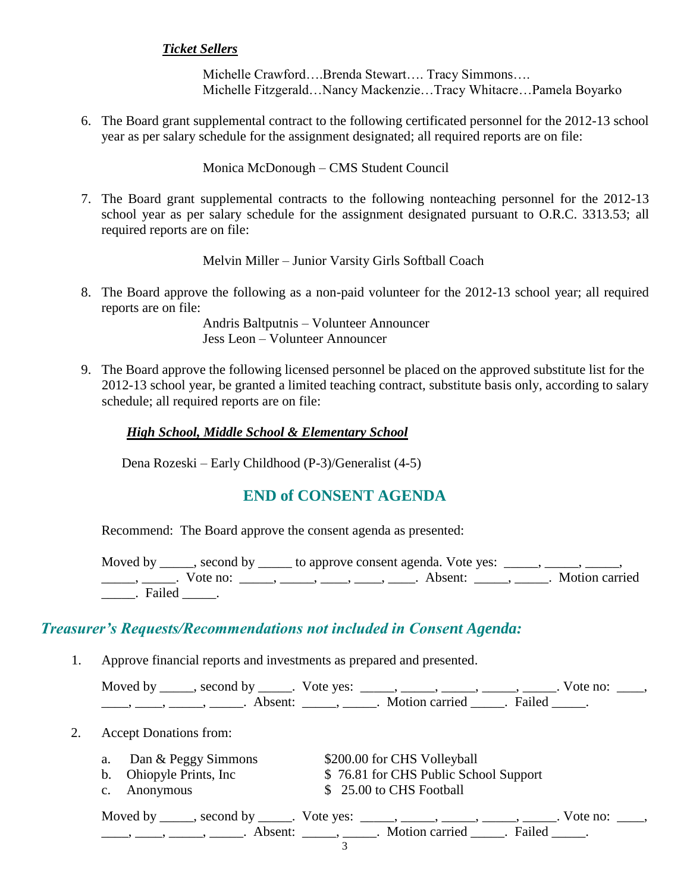***Ticket Sellers***

Michelle Crawford….Brenda Stewart…. Tracy Simmons….
Michelle Fitzgerald…Nancy Mackenzie…Tracy Whitacre…Pamela Boyarko

6. The Board grant supplemental contract to the following certificated personnel for the 2012-13 school year as per salary schedule for the assignment designated; all required reports are on file:

   Monica McDonough – CMS Student Council

7. The Board grant supplemental contracts to the following nonteaching personnel for the 2012-13 school year as per salary schedule for the assignment designated pursuant to O.R.C. 3313.53; all required reports are on file:

   Melvin Miller – Junior Varsity Girls Softball Coach

8. The Board approve the following as a non-paid volunteer for the 2012-13 school year; all required reports are on file:

   Andris Baltputnis – Volunteer Announcer
   Jess Leon – Volunteer Announcer

9. The Board approve the following licensed personnel be placed on the approved substitute list for the 2012-13 school year, be granted a limited teaching contract, substitute basis only, according to salary schedule; all required reports are on file:

   ***High School, Middle School & Elementary School***

   Dena Rozeski – Early Childhood (P-3)/Generalist (4-5)

## END of CONSENT AGENDA

Recommend: The Board approve the consent agenda as presented:

Moved by _____, second by _____ to approve consent agenda. Vote yes: _____, _____, _____, _____, _____. Vote no: _____, _____, ____, ____, ____. Absent: _____, _____. Motion carried _____. Failed _____.

## *Treasurer's Requests/Recommendations not included in Consent Agenda:*

1. Approve financial reports and investments as prepared and presented.

   Moved by _____, second by _____. Vote yes: _____, _____, _____, _____, _____. Vote no: ____, ____, ____, _____, _____. Absent: _____, _____. Motion carried _____. Failed _____.

2. Accept Donations from:

   a. Dan & Peggy Simmons — $200.00 for CHS Volleyball
   b. Ohiopyle Prints, Inc — $ 76.81 for CHS Public School Support
   c. Anonymous — $ 25.00 to CHS Football

   Moved by _____, second by _____. Vote yes: _____, _____, _____, _____, _____. Vote no: ____, ____, ____, _____, _____. Absent: _____, _____. Motion carried _____. Failed _____.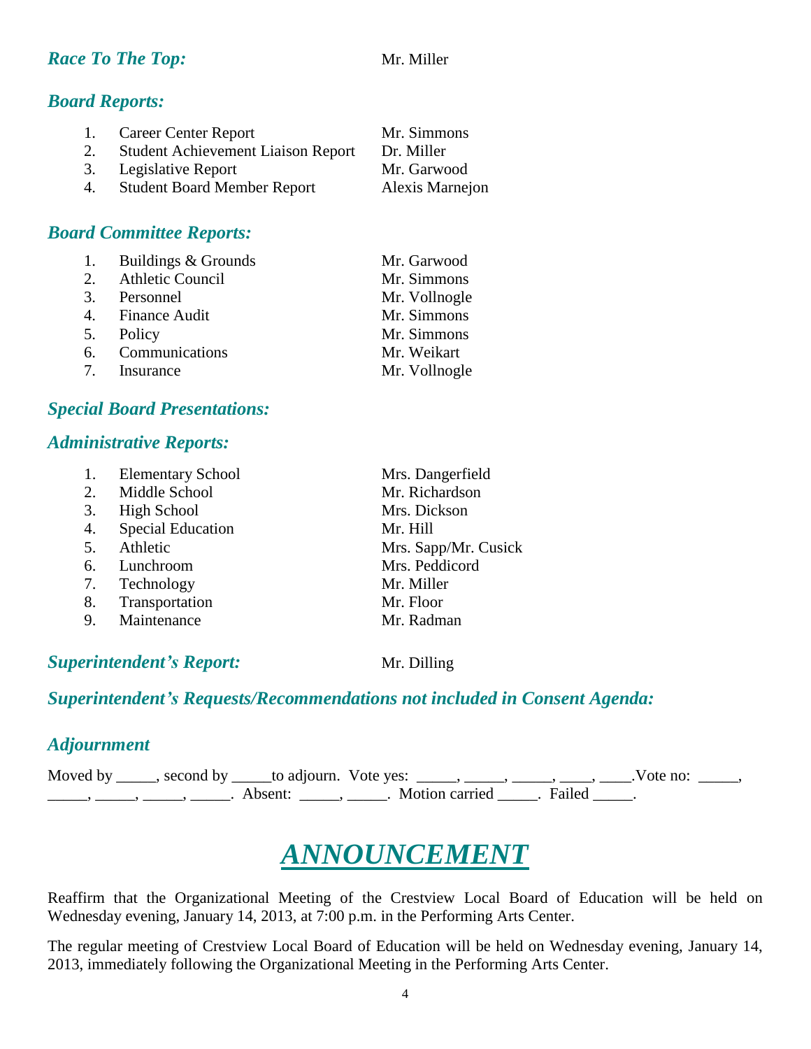### *Race To The Top:* Mr. Miller

### *Board Reports:*

| | | |
|---|---|---|
| 1. | Career Center Report | Mr. Simmons |
| 2. | Student Achievement Liaison Report | Dr. Miller |
| 3. | Legislative Report | Mr. Garwood |
| 4. | Student Board Member Report | Alexis Marnejon |

### *Board Committee Reports:*

| | | |
|---|---|---|
| 1. | Buildings & Grounds | Mr. Garwood |
| 2. | Athletic Council | Mr. Simmons |
| 3. | Personnel | Mr. Vollnogle |
| 4. | Finance Audit | Mr. Simmons |
| 5. | Policy | Mr. Simmons |
| 6. | Communications | Mr. Weikart |
| 7. | Insurance | Mr. Vollnogle |

### *Special Board Presentations:*

### *Administrative Reports:*

| | | |
|---|---|---|
| 1. | Elementary School | Mrs. Dangerfield |
| 2. | Middle School | Mr. Richardson |
| 3. | High School | Mrs. Dickson |
| 4. | Special Education | Mr. Hill |
| 5. | Athletic | Mrs. Sapp/Mr. Cusick |
| 6. | Lunchroom | Mrs. Peddicord |
| 7. | Technology | Mr. Miller |
| 8. | Transportation | Mr. Floor |
| 9. | Maintenance | Mr. Radman |

### *Superintendent's Report:* Mr. Dilling

### *Superintendent's Requests/Recommendations not included in Consent Agenda:*

### *Adjournment*

Moved by _____, second by _____to adjourn. Vote yes: _____, _____, _____, ____, ____.Vote no: _____, _____, _____, _____, _____. Absent: _____, _____. Motion carried _____. Failed _____.

# *ANNOUNCEMENT*

Reaffirm that the Organizational Meeting of the Crestview Local Board of Education will be held on Wednesday evening, January 14, 2013, at 7:00 p.m. in the Performing Arts Center.

The regular meeting of Crestview Local Board of Education will be held on Wednesday evening, January 14, 2013, immediately following the Organizational Meeting in the Performing Arts Center.